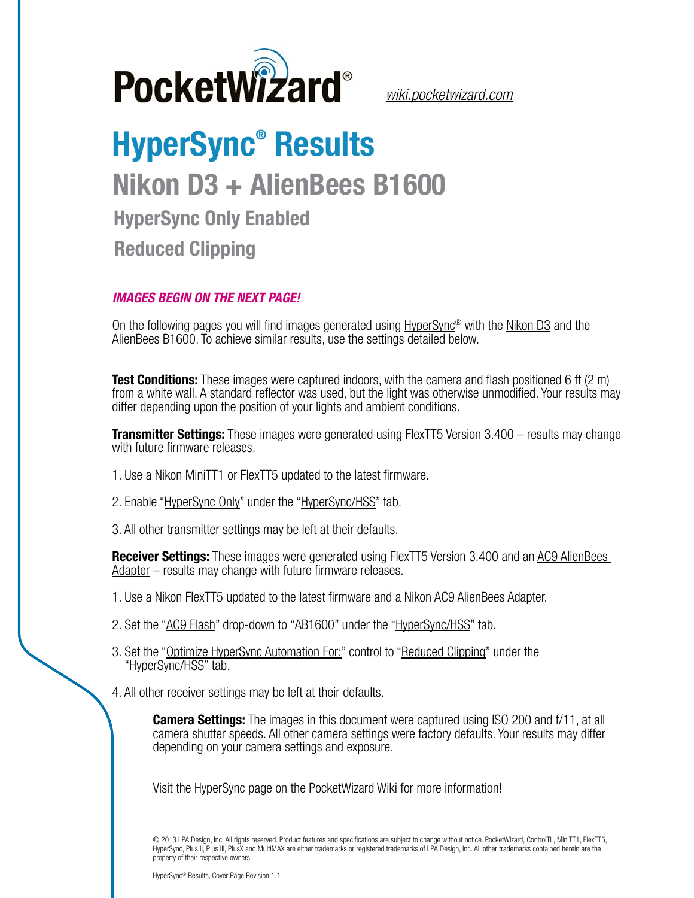PocketWizard® wiki.pocketwizard.com

# HyperSync® Results

## Nikon D3 + AlienBees B1600

### HyperSync Only Enabled

### Reduced Clipping

***IMAGES BEGIN ON THE NEXT PAGE!***

On the following pages you will find images generated using HyperSync® with the Nikon D3 and the AlienBees B1600. To achieve similar results, use the settings detailed below.

**Test Conditions:** These images were captured indoors, with the camera and flash positioned 6 ft (2 m) from a white wall. A standard reflector was used, but the light was otherwise unmodified. Your results may differ depending upon the position of your lights and ambient conditions.

**Transmitter Settings:** These images were generated using FlexTT5 Version 3.400 – results may change with future firmware releases.

1. Use a Nikon MiniTT1 or FlexTT5 updated to the latest firmware.
2. Enable "HyperSync Only" under the "HyperSync/HSS" tab.
3. All other transmitter settings may be left at their defaults.

**Receiver Settings:** These images were generated using FlexTT5 Version 3.400 and an AC9 AlienBees Adapter – results may change with future firmware releases.

1. Use a Nikon FlexTT5 updated to the latest firmware and a Nikon AC9 AlienBees Adapter.
2. Set the "AC9 Flash" drop-down to "AB1600" under the "HyperSync/HSS" tab.
3. Set the "Optimize HyperSync Automation For:" control to "Reduced Clipping" under the "HyperSync/HSS" tab.
4. All other receiver settings may be left at their defaults.

**Camera Settings:** The images in this document were captured using ISO 200 and f/11, at all camera shutter speeds. All other camera settings were factory defaults. Your results may differ depending on your camera settings and exposure.

Visit the HyperSync page on the PocketWizard Wiki for more information!

© 2013 LPA Design, Inc. All rights reserved. Product features and specifications are subject to change without notice. PocketWizard, ControlTL, MiniTT1, FlexTT5, HyperSync, Plus II, Plus III, PlusX and MultiMAX are either trademarks or registered trademarks of LPA Design, Inc. All other trademarks contained herein are the property of their respective owners.

HyperSync® Results, Cover Page Revision 1.1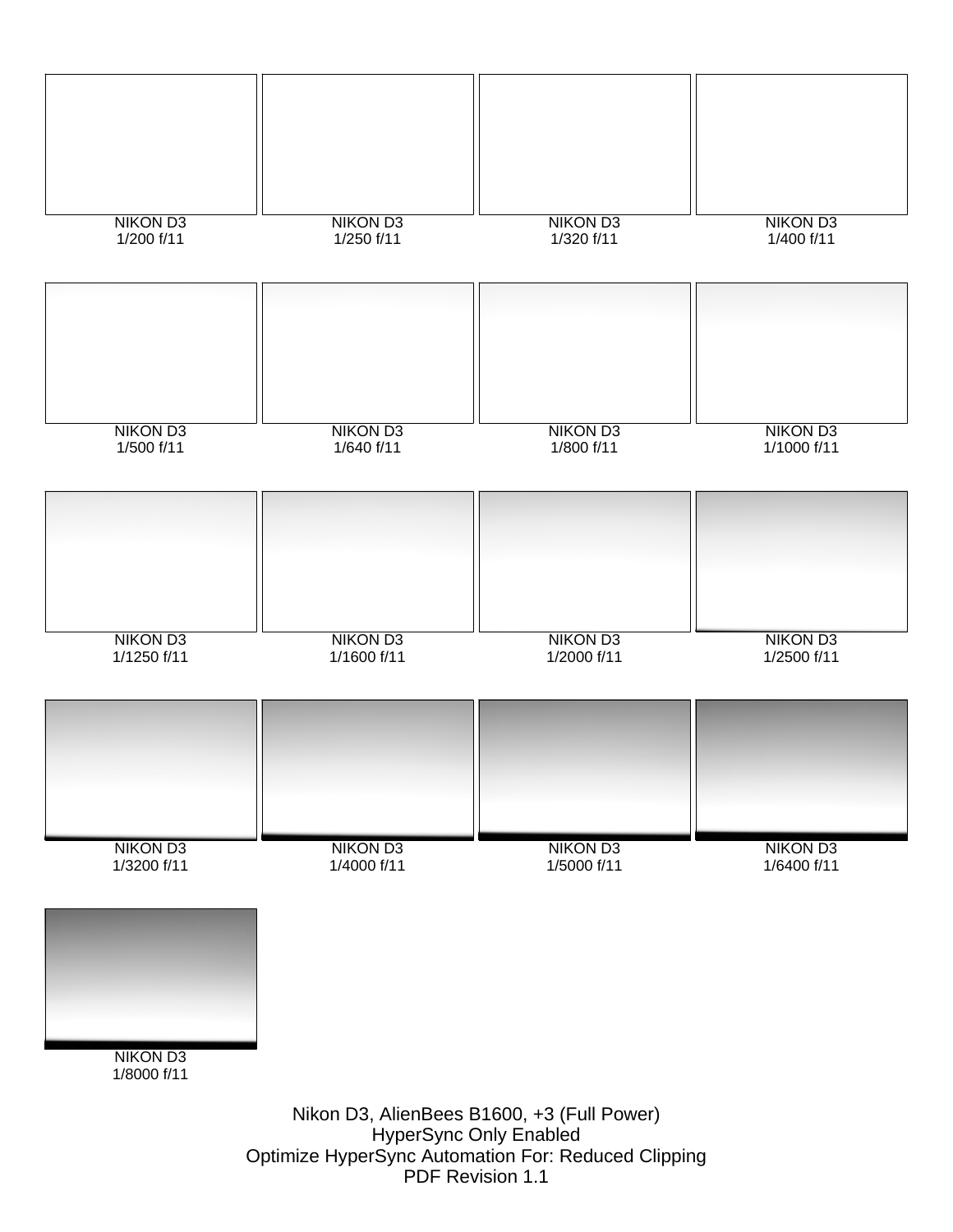NIKON D3
1/200 f/11

NIKON D3
1/250 f/11

NIKON D3
1/320 f/11

NIKON D3
1/400 f/11

NIKON D3
1/500 f/11

NIKON D3
1/640 f/11

NIKON D3
1/800 f/11

NIKON D3
1/1000 f/11

NIKON D3
1/1250 f/11

NIKON D3
1/1600 f/11

NIKON D3
1/2000 f/11

NIKON D3
1/2500 f/11

NIKON D3
1/3200 f/11

NIKON D3
1/4000 f/11

NIKON D3
1/5000 f/11

NIKON D3
1/6400 f/11

NIKON D3
1/8000 f/11

Nikon D3, AlienBees B1600, +3 (Full Power)
HyperSync Only Enabled
Optimize HyperSync Automation For: Reduced Clipping
PDF Revision 1.1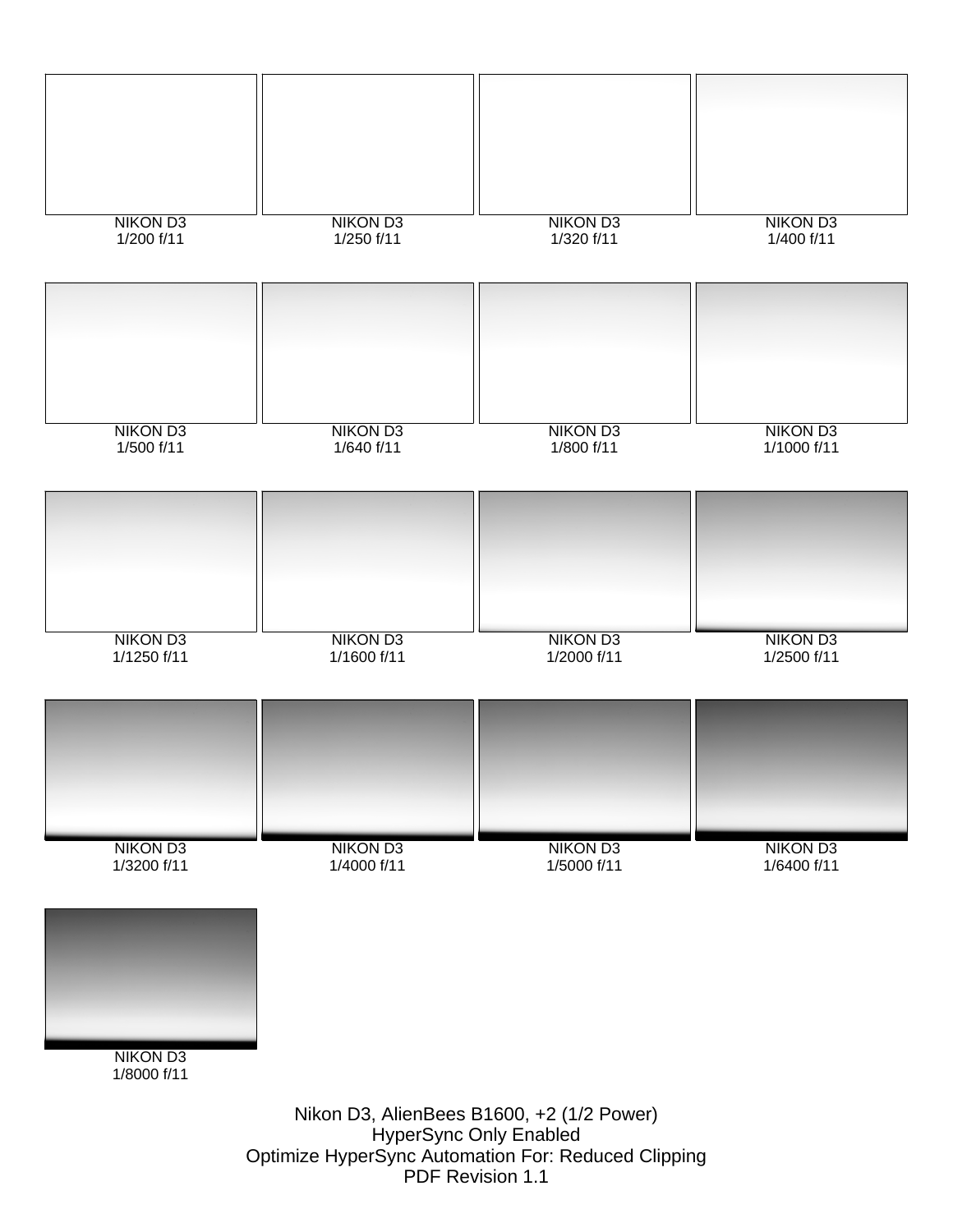NIKON D3
1/200 f/11

NIKON D3
1/250 f/11

NIKON D3
1/320 f/11

NIKON D3
1/400 f/11

NIKON D3
1/500 f/11

NIKON D3
1/640 f/11

NIKON D3
1/800 f/11

NIKON D3
1/1000 f/11

NIKON D3
1/1250 f/11

NIKON D3
1/1600 f/11

NIKON D3
1/2000 f/11

NIKON D3
1/2500 f/11

NIKON D3
1/3200 f/11

NIKON D3
1/4000 f/11

NIKON D3
1/5000 f/11

NIKON D3
1/6400 f/11

NIKON D3
1/8000 f/11

Nikon D3, AlienBees B1600, +2 (1/2 Power)
HyperSync Only Enabled
Optimize HyperSync Automation For: Reduced Clipping
PDF Revision 1.1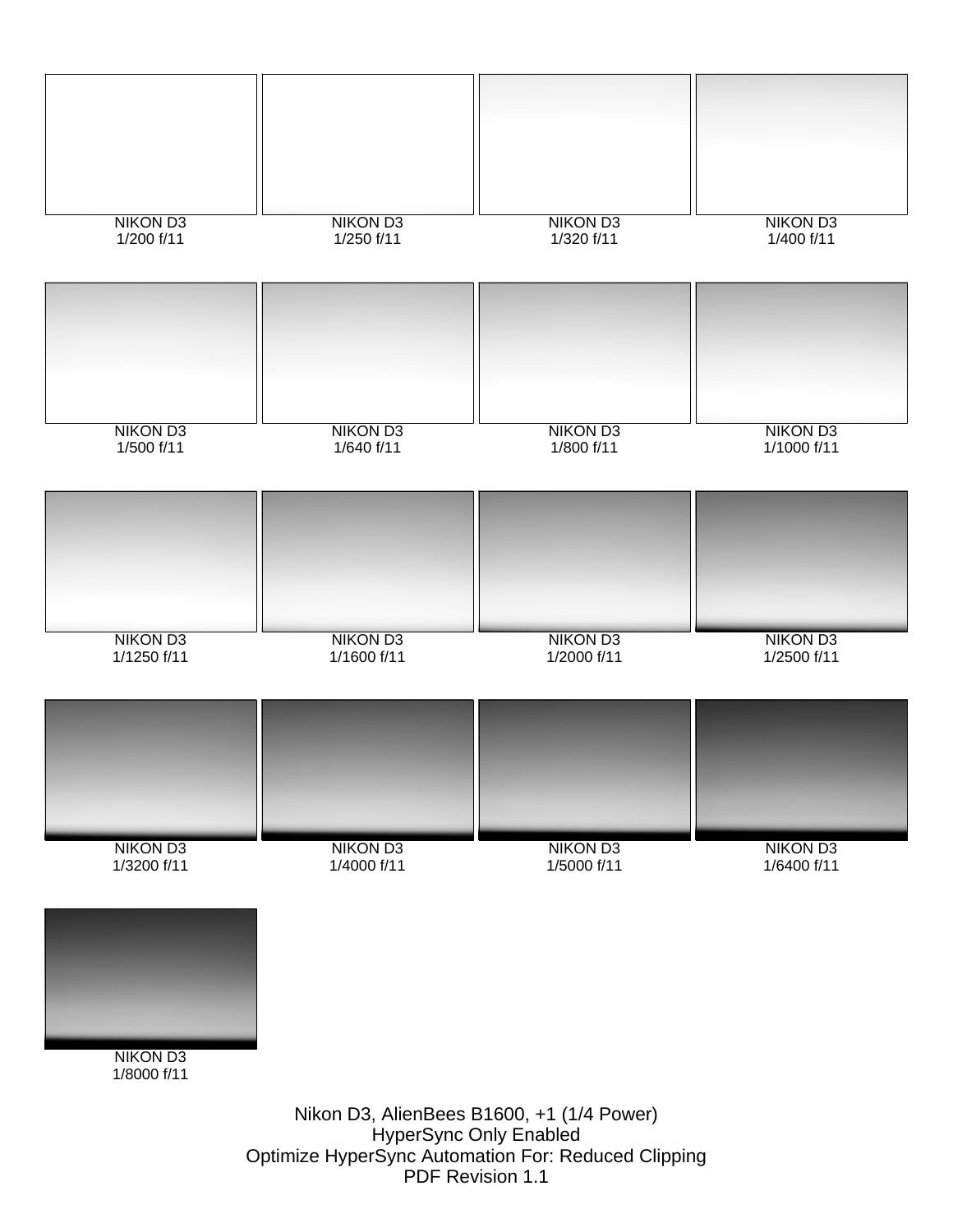NIKON D3
1/200 f/11

NIKON D3
1/250 f/11

NIKON D3
1/320 f/11

NIKON D3
1/400 f/11

NIKON D3
1/500 f/11

NIKON D3
1/640 f/11

NIKON D3
1/800 f/11

NIKON D3
1/1000 f/11

NIKON D3
1/1250 f/11

NIKON D3
1/1600 f/11

NIKON D3
1/2000 f/11

NIKON D3
1/2500 f/11

NIKON D3
1/3200 f/11

NIKON D3
1/4000 f/11

NIKON D3
1/5000 f/11

NIKON D3
1/6400 f/11

NIKON D3
1/8000 f/11

Nikon D3, AlienBees B1600, +1 (1/4 Power)
HyperSync Only Enabled
Optimize HyperSync Automation For: Reduced Clipping
PDF Revision 1.1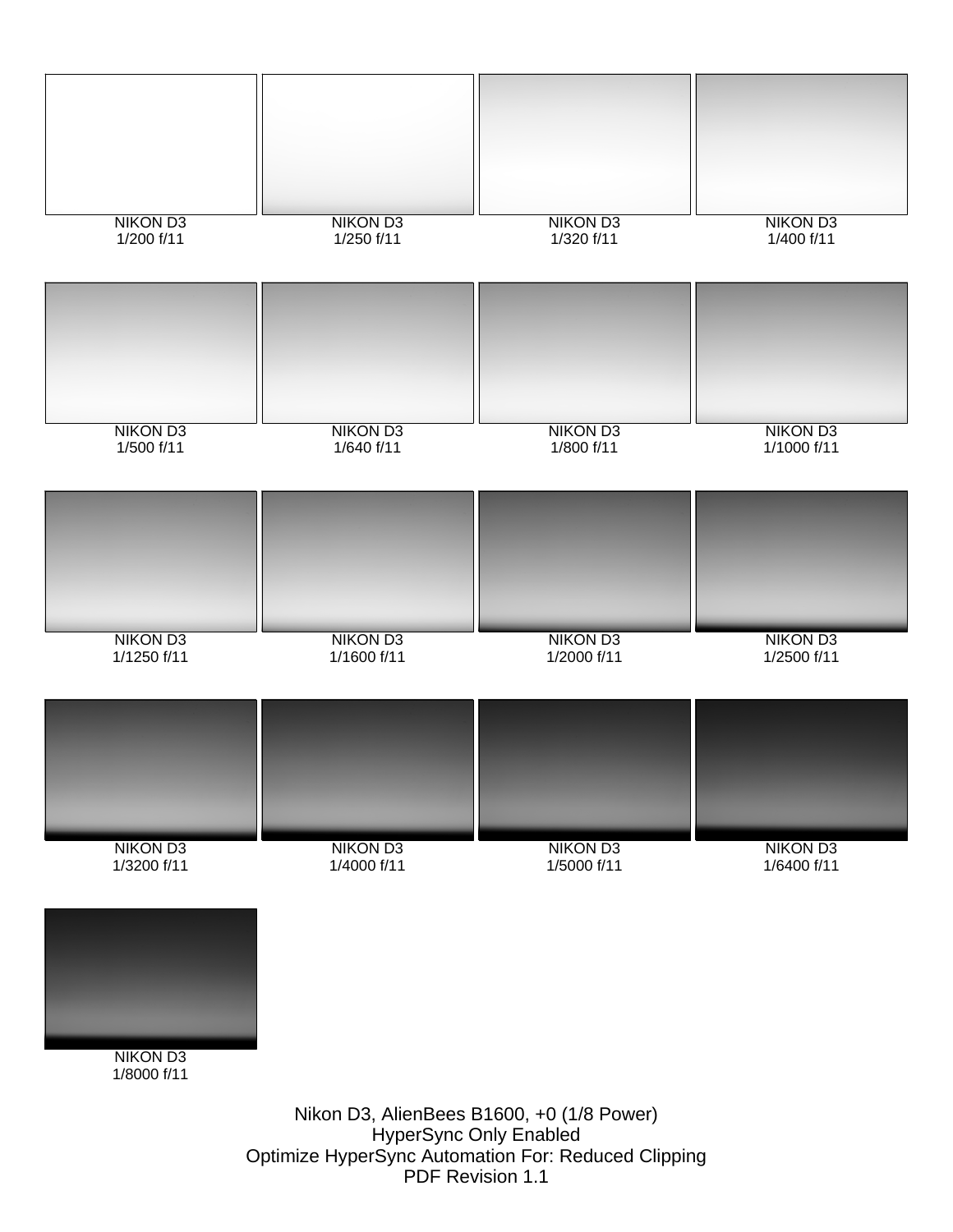NIKON D3
1/200 f/11

NIKON D3
1/250 f/11

NIKON D3
1/320 f/11

NIKON D3
1/400 f/11

NIKON D3
1/500 f/11

NIKON D3
1/640 f/11

NIKON D3
1/800 f/11

NIKON D3
1/1000 f/11

NIKON D3
1/1250 f/11

NIKON D3
1/1600 f/11

NIKON D3
1/2000 f/11

NIKON D3
1/2500 f/11

NIKON D3
1/3200 f/11

NIKON D3
1/4000 f/11

NIKON D3
1/5000 f/11

NIKON D3
1/6400 f/11

NIKON D3
1/8000 f/11

Nikon D3, AlienBees B1600, +0 (1/8 Power)
HyperSync Only Enabled
Optimize HyperSync Automation For: Reduced Clipping
PDF Revision 1.1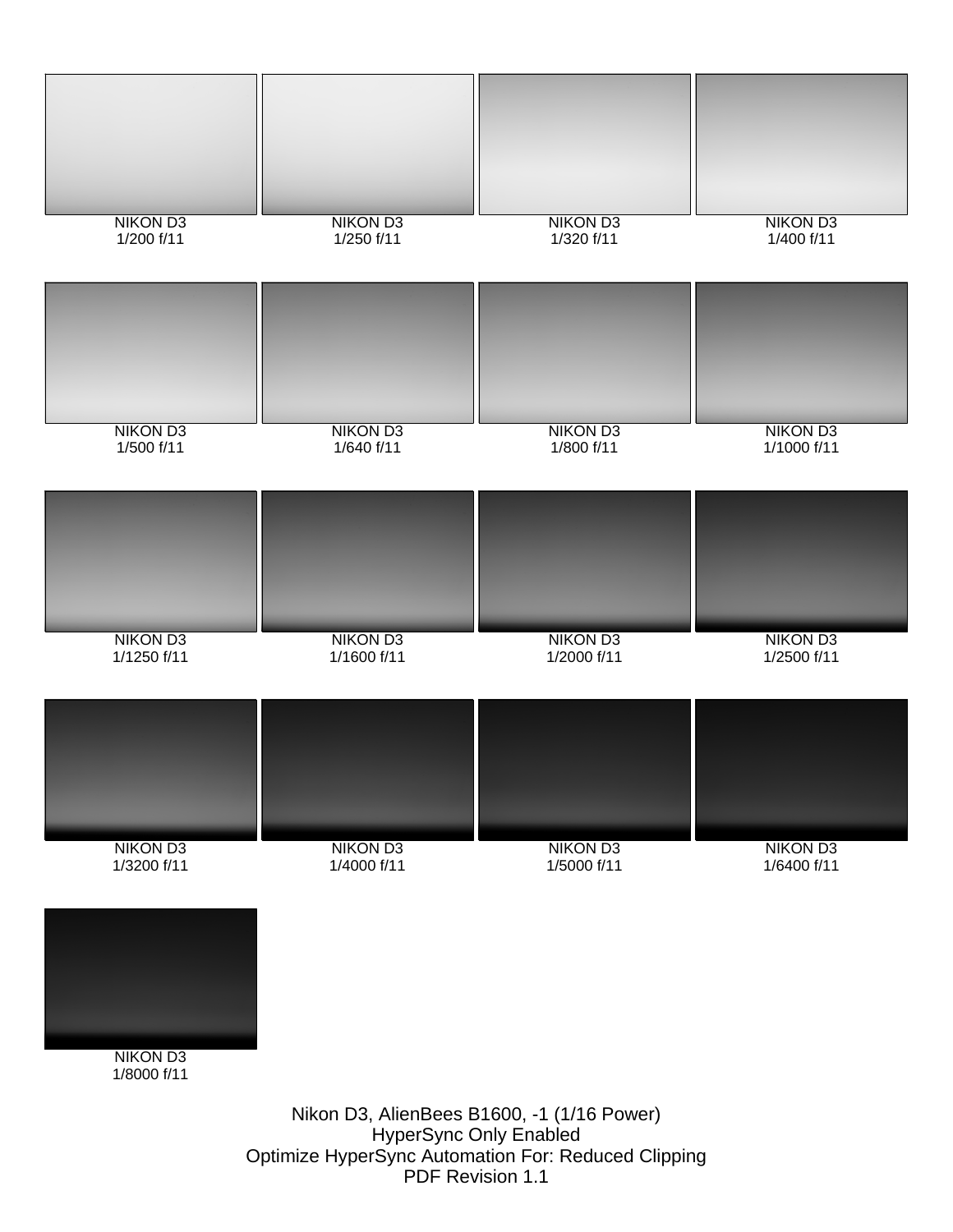NIKON D3
1/200 f/11

NIKON D3
1/250 f/11

NIKON D3
1/320 f/11

NIKON D3
1/400 f/11

NIKON D3
1/500 f/11

NIKON D3
1/640 f/11

NIKON D3
1/800 f/11

NIKON D3
1/1000 f/11

NIKON D3
1/1250 f/11

NIKON D3
1/1600 f/11

NIKON D3
1/2000 f/11

NIKON D3
1/2500 f/11

NIKON D3
1/3200 f/11

NIKON D3
1/4000 f/11

NIKON D3
1/5000 f/11

NIKON D3
1/6400 f/11

NIKON D3
1/8000 f/11

Nikon D3, AlienBees B1600, -1 (1/16 Power)
HyperSync Only Enabled
Optimize HyperSync Automation For: Reduced Clipping
PDF Revision 1.1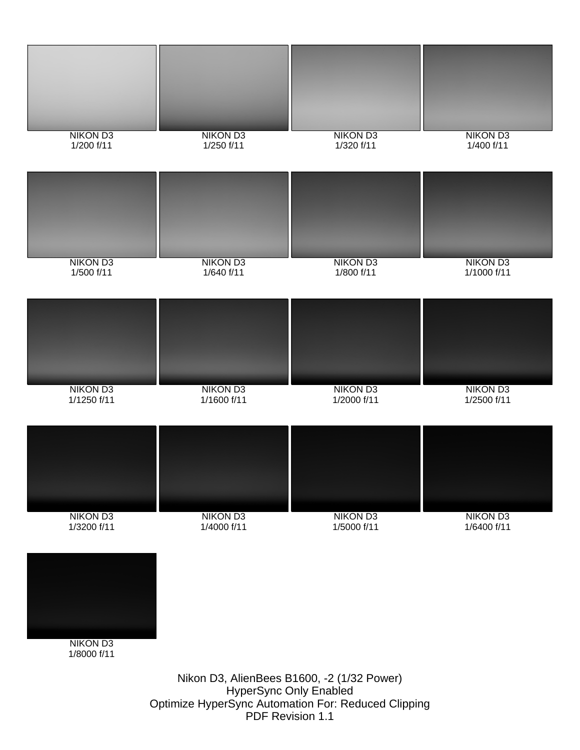NIKON D3
1/200 f/11

NIKON D3
1/250 f/11

NIKON D3
1/320 f/11

NIKON D3
1/400 f/11

NIKON D3
1/500 f/11

NIKON D3
1/640 f/11

NIKON D3
1/800 f/11

NIKON D3
1/1000 f/11

NIKON D3
1/1250 f/11

NIKON D3
1/1600 f/11

NIKON D3
1/2000 f/11

NIKON D3
1/2500 f/11

NIKON D3
1/3200 f/11

NIKON D3
1/4000 f/11

NIKON D3
1/5000 f/11

NIKON D3
1/6400 f/11

NIKON D3
1/8000 f/11

Nikon D3, AlienBees B1600, -2 (1/32 Power)
HyperSync Only Enabled
Optimize HyperSync Automation For: Reduced Clipping
PDF Revision 1.1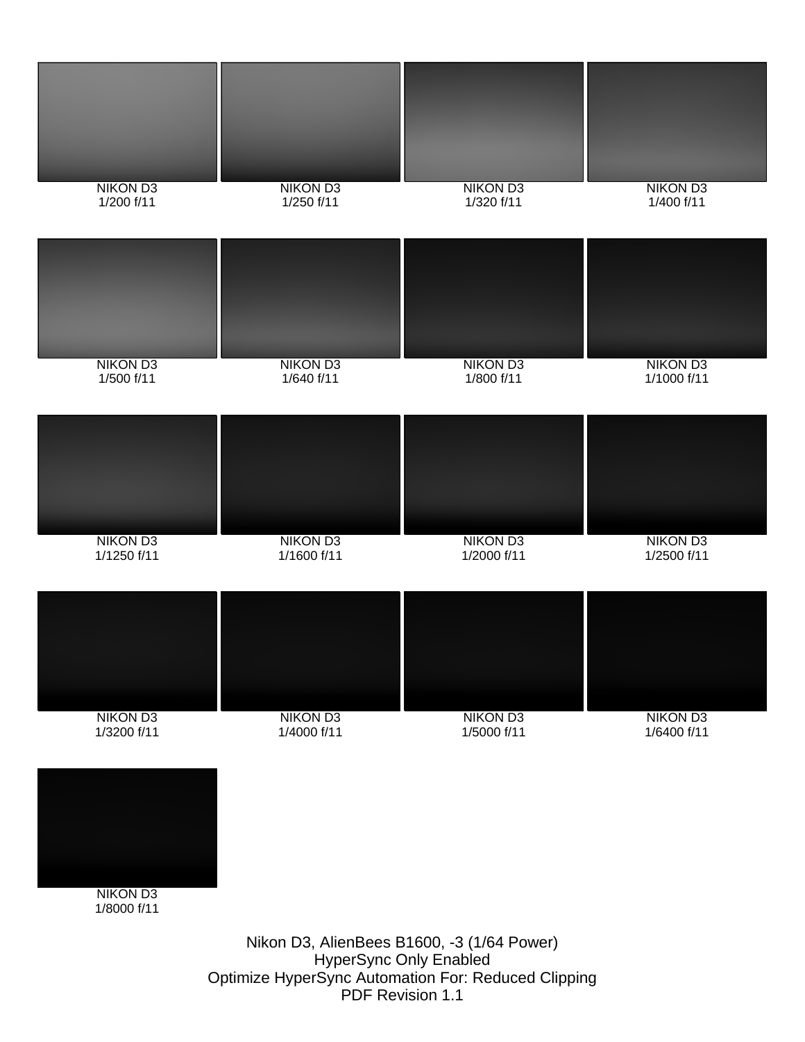NIKON D3
1/200 f/11

NIKON D3
1/250 f/11

NIKON D3
1/320 f/11

NIKON D3
1/400 f/11

NIKON D3
1/500 f/11

NIKON D3
1/640 f/11

NIKON D3
1/800 f/11

NIKON D3
1/1000 f/11

NIKON D3
1/1250 f/11

NIKON D3
1/1600 f/11

NIKON D3
1/2000 f/11

NIKON D3
1/2500 f/11

NIKON D3
1/3200 f/11

NIKON D3
1/4000 f/11

NIKON D3
1/5000 f/11

NIKON D3
1/6400 f/11

NIKON D3
1/8000 f/11

Nikon D3, AlienBees B1600, -3 (1/64 Power)
HyperSync Only Enabled
Optimize HyperSync Automation For: Reduced Clipping
PDF Revision 1.1